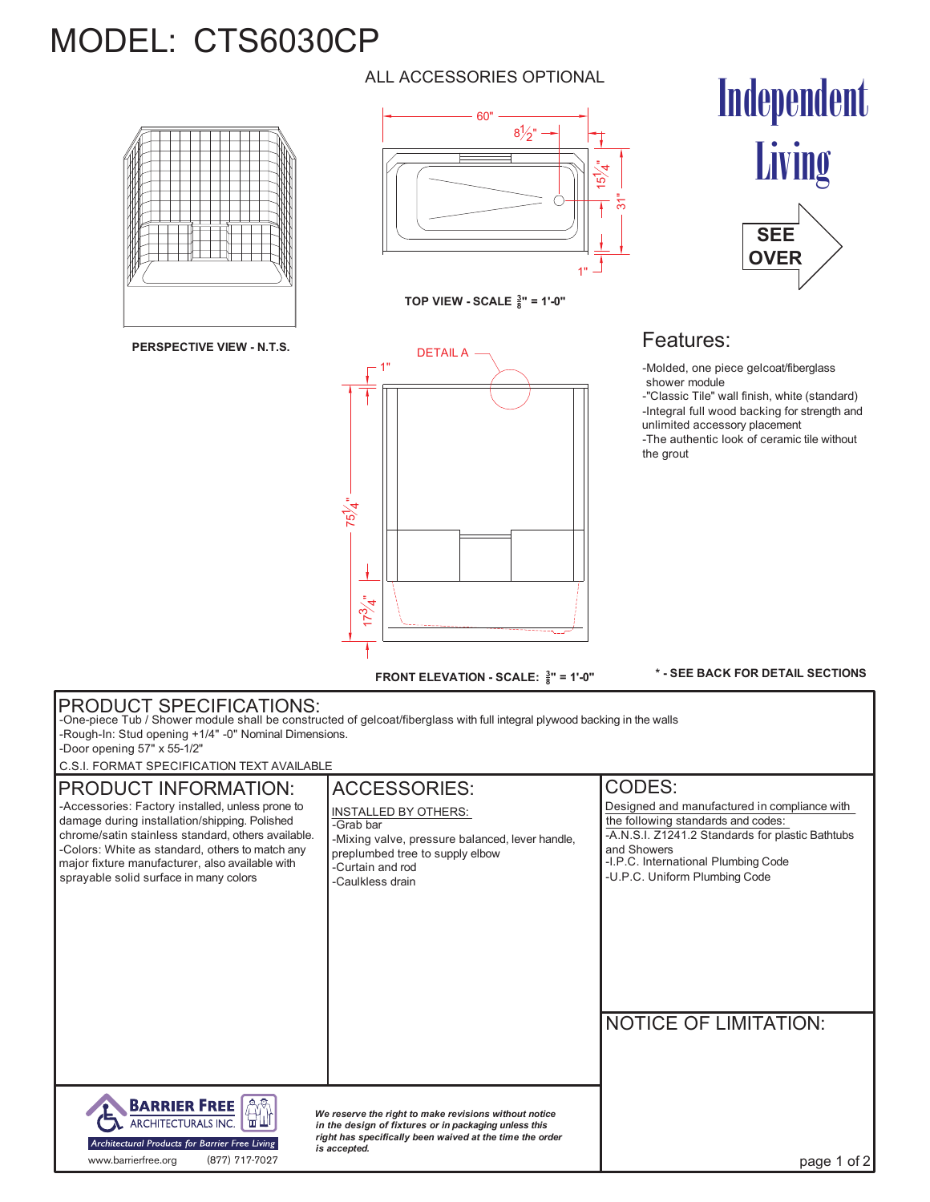# MODEL: CTS6030CP

ALL ACCESSORIES OPTIONAL

Independent Living

SEE OVER

60"

8 1/2"

15 1/4"

31"

1"

**TOP VIEW - SCALE 3/8" = 1'-0"**

**PERSPECTIVE VIEW - N.T.S.**

DETAIL A

1"

75 1/4"

17 3/4"

**FRONT ELEVATION - SCALE: 3/8" = 1'-0"**

*** - SEE BACK FOR DETAIL SECTIONS**

## Features:

- Molded, one piece gelcoat/fiberglass shower module
- "Classic Tile" wall finish, white (standard)
- Integral full wood backing for strength and unlimited accessory placement
- The authentic look of ceramic tile without the grout

## PRODUCT SPECIFICATIONS:

- One-piece Tub / Shower module shall be constructed of gelcoat/fiberglass with full integral plywood backing in the walls
- Rough-In: Stud opening +1/4" -0" Nominal Dimensions.
- Door opening 57" x 55-1/2"

C.S.I. FORMAT SPECIFICATION TEXT AVAILABLE

## PRODUCT INFORMATION:

- Accessories: Factory installed, unless prone to damage during installation/shipping. Polished chrome/satin stainless standard, others available.
- Colors: White as standard, others to match any major fixture manufacturer, also available with sprayable solid surface in many colors

## ACCESSORIES:

INSTALLED BY OTHERS:

- Grab bar
- Mixing valve, pressure balanced, lever handle, preplumbed tree to supply elbow
- Curtain and rod
- Caulkless drain

## CODES:

Designed and manufactured in compliance with the following standards and codes:

- A.N.S.I. Z1241.2 Standards for plastic Bathtubs and Showers
- I.P.C. International Plumbing Code
- U.P.C. Uniform Plumbing Code

## NOTICE OF LIMITATION:

BARRIER FREE ARCHITECTURALS INC.

*Architectural Products for Barrier Free Living*

www.barrierfree.org (877) 717-7027

***We reserve the right to make revisions without notice in the design of fixtures or in packaging unless this right has specifically been waived at the time the order is accepted.***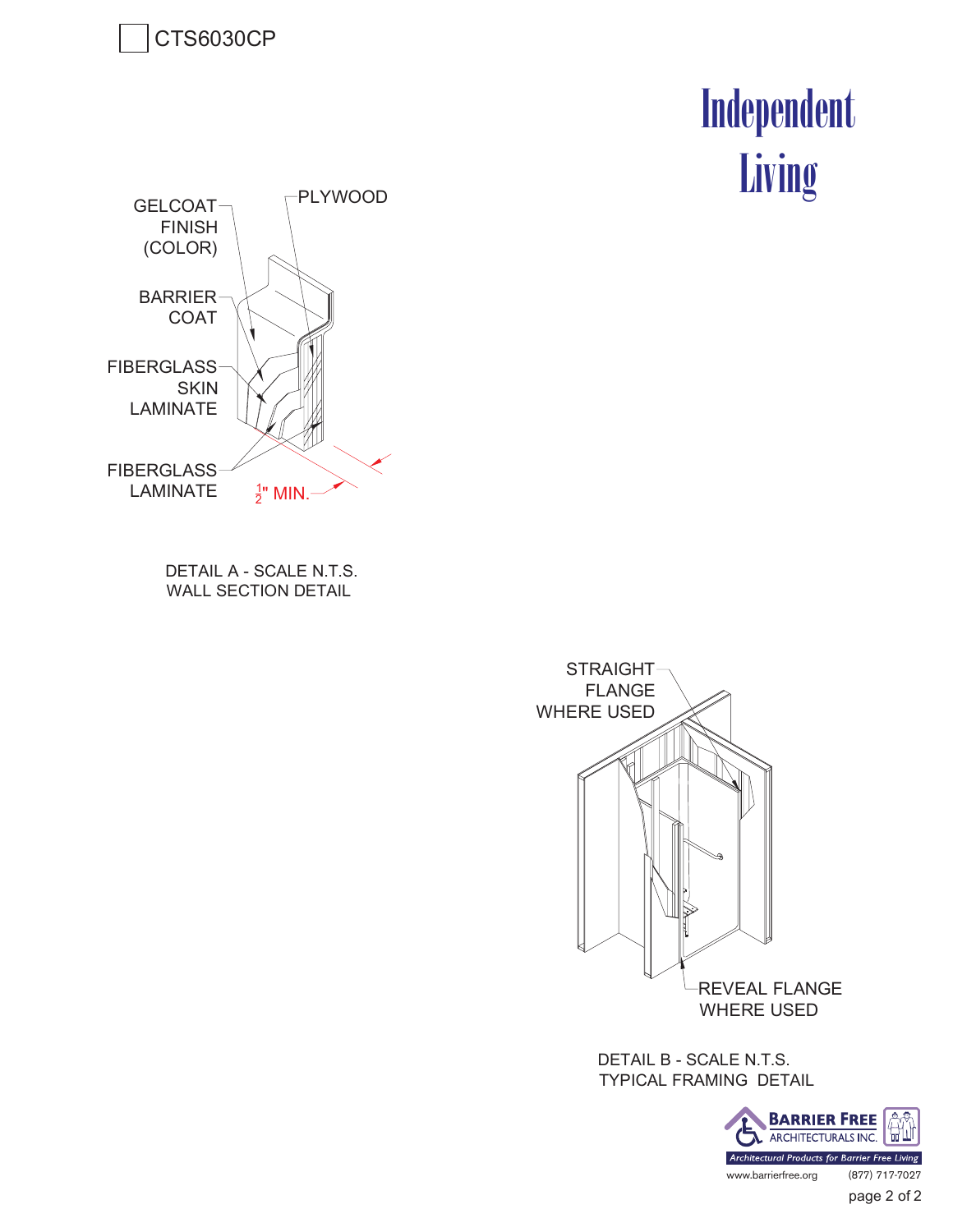☐ CTS6030CP

# Independent Living

GELCOAT FINISH (COLOR)

PLYWOOD

BARRIER COAT

FIBERGLASS SKIN LAMINATE

FIBERGLASS LAMINATE

½" MIN.

DETAIL A - SCALE N.T.S.
WALL SECTION DETAIL

STRAIGHT FLANGE WHERE USED

REVEAL FLANGE WHERE USED

DETAIL B - SCALE N.T.S.
TYPICAL FRAMING DETAIL

BARRIER FREE ARCHITECTURALS INC.
Architectural Products for Barrier Free Living
www.barrierfree.org (877) 717-7027